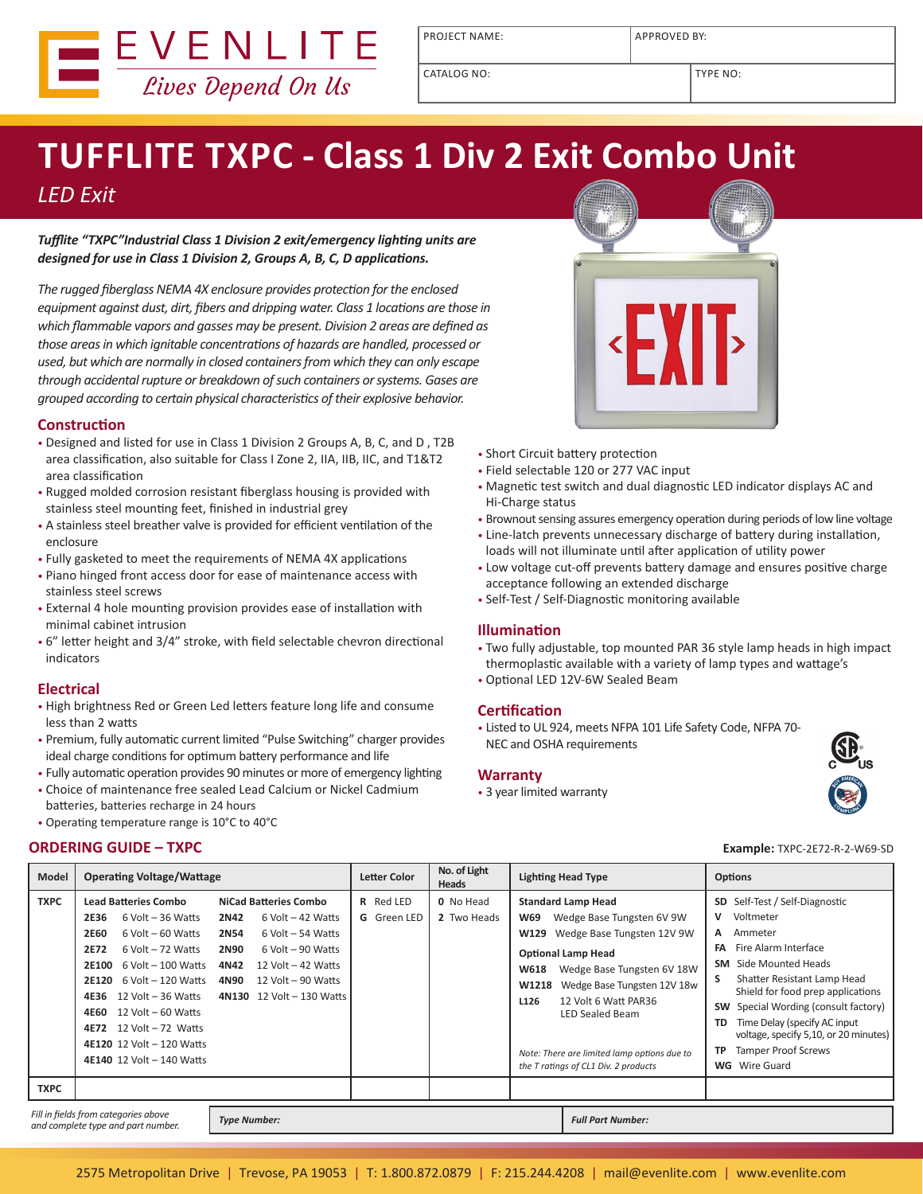EVENLITE
*Lives Depend On Us*

| PROJECT NAME: | APPROVED BY: |
|---|---|
| CATALOG NO: | TYPE NO: |

# TUFFLITE TXPC - Class 1 Div 2 Exit Combo Unit

*LED Exit*

***Tufflite "TXPC"Industrial Class 1 Division 2 exit/emergency lighting units are designed for use in Class 1 Division 2, Groups A, B, C, D applications.***

*The rugged fiberglass NEMA 4X enclosure provides protection for the enclosed equipment against dust, dirt, fibers and dripping water. Class 1 locations are those in which flammable vapors and gasses may be present. Division 2 areas are defined as those areas in which ignitable concentrations of hazards are handled, processed or used, but which are normally in closed containers from which they can only escape through accidental rupture or breakdown of such containers or systems. Gases are grouped according to certain physical characteristics of their explosive behavior.*

## Construction

- Designed and listed for use in Class 1 Division 2 Groups A, B, C, and D , T2B area classification, also suitable for Class I Zone 2, IIA, IIB, IIC, and T1&T2 area classification
- Rugged molded corrosion resistant fiberglass housing is provided with stainless steel mounting feet, finished in industrial grey
- A stainless steel breather valve is provided for efficient ventilation of the enclosure
- Fully gasketed to meet the requirements of NEMA 4X applications
- Piano hinged front access door for ease of maintenance access with stainless steel screws
- External 4 hole mounting provision provides ease of installation with minimal cabinet intrusion
- 6" letter height and 3/4" stroke, with field selectable chevron directional indicators

## Electrical

- High brightness Red or Green Led letters feature long life and consume less than 2 watts
- Premium, fully automatic current limited "Pulse Switching" charger provides ideal charge conditions for optimum battery performance and life
- Fully automatic operation provides 90 minutes or more of emergency lighting
- Choice of maintenance free sealed Lead Calcium or Nickel Cadmium batteries, batteries recharge in 24 hours
- Operating temperature range is 10°C to 40°C
- Short Circuit battery protection
- Field selectable 120 or 277 VAC input
- Magnetic test switch and dual diagnostic LED indicator displays AC and Hi-Charge status
- Brownout sensing assures emergency operation during periods of low line voltage
- Line-latch prevents unnecessary discharge of battery during installation, loads will not illuminate until after application of utility power
- Low voltage cut-off prevents battery damage and ensures positive charge acceptance following an extended discharge
- Self-Test / Self-Diagnostic monitoring available

## Illumination

- Two fully adjustable, top mounted PAR 36 style lamp heads in high impact thermoplastic available with a variety of lamp types and wattage's
- Optional LED 12V-6W Sealed Beam

## Certification

- Listed to UL 924, meets NFPA 101 Life Safety Code, NFPA 70-NEC and OSHA requirements

## Warranty

- 3 year limited warranty

## ORDERING GUIDE – TXPC

**Example:** TXPC-2E72-R-2-W69-SD

| Model | Operating Voltage/Wattage | | Letter Color | No. of Light Heads | Lighting Head Type | Options |
|---|---|---|---|---|---|---|
| TXPC | **Lead Batteries Combo** | **NiCad Batteries Combo** | **R** Red LED | **0** No Head | **Standard Lamp Head** | **SD** Self-Test / Self-Diagnostic |
| | **2E36** 6 Volt – 36 Watts | **2N42** 6 Volt – 42 Watts | **G** Green LED | **2** Two Heads | **W69** Wedge Base Tungsten 6V 9W | **V** Voltmeter |
| | **2E60** 6 Volt – 60 Watts | **2N54** 6 Volt – 54 Watts | | | **W129** Wedge Base Tungsten 12V 9W | **A** Ammeter |
| | **2E72** 6 Volt – 72 Watts | **2N90** 6 Volt – 90 Watts | | | **Optional Lamp Head** | **FA** Fire Alarm Interface |
| | **2E100** 6 Volt – 100 Watts | **4N42** 12 Volt – 42 Watts | | | **W618** Wedge Base Tungsten 6V 18W | **SM** Side Mounted Heads |
| | **2E120** 6 Volt – 120 Watts | **4N90** 12 Volt – 90 Watts | | | **W1218** Wedge Base Tungsten 12V 18w | **S** Shatter Resistant Lamp Head Shield for food prep applications |
| | **4E36** 12 Volt – 36 Watts | **4N130** 12 Volt – 130 Watts | | | **L126** 12 Volt 6 Watt PAR36 LED Sealed Beam | **SW** Special Wording (consult factory) |
| | **4E60** 12 Volt – 60 Watts | | | | | **TD** Time Delay (specify AC input voltage, specify 5,10, or 20 minutes) |
| | **4E72** 12 Volt – 72 Watts | | | | *Note: There are limited lamp options due to the T ratings of CL1 Div. 2 products* | **TP** Tamper Proof Screws |
| | **4E120** 12 Volt – 120 Watts | | | | | **WG** Wire Guard |
| | **4E140** 12 Volt – 140 Watts | | | | | |
| TXPC | | | | | | |

*Fill in fields from categories above and complete type and part number.*

***Type Number:***

***Full Part Number:***

2575 Metropolitan Drive | Trevose, PA 19053 | T: 1.800.872.0879 | F: 215.244.4208 | mail@evenlite.com | www.evenlite.com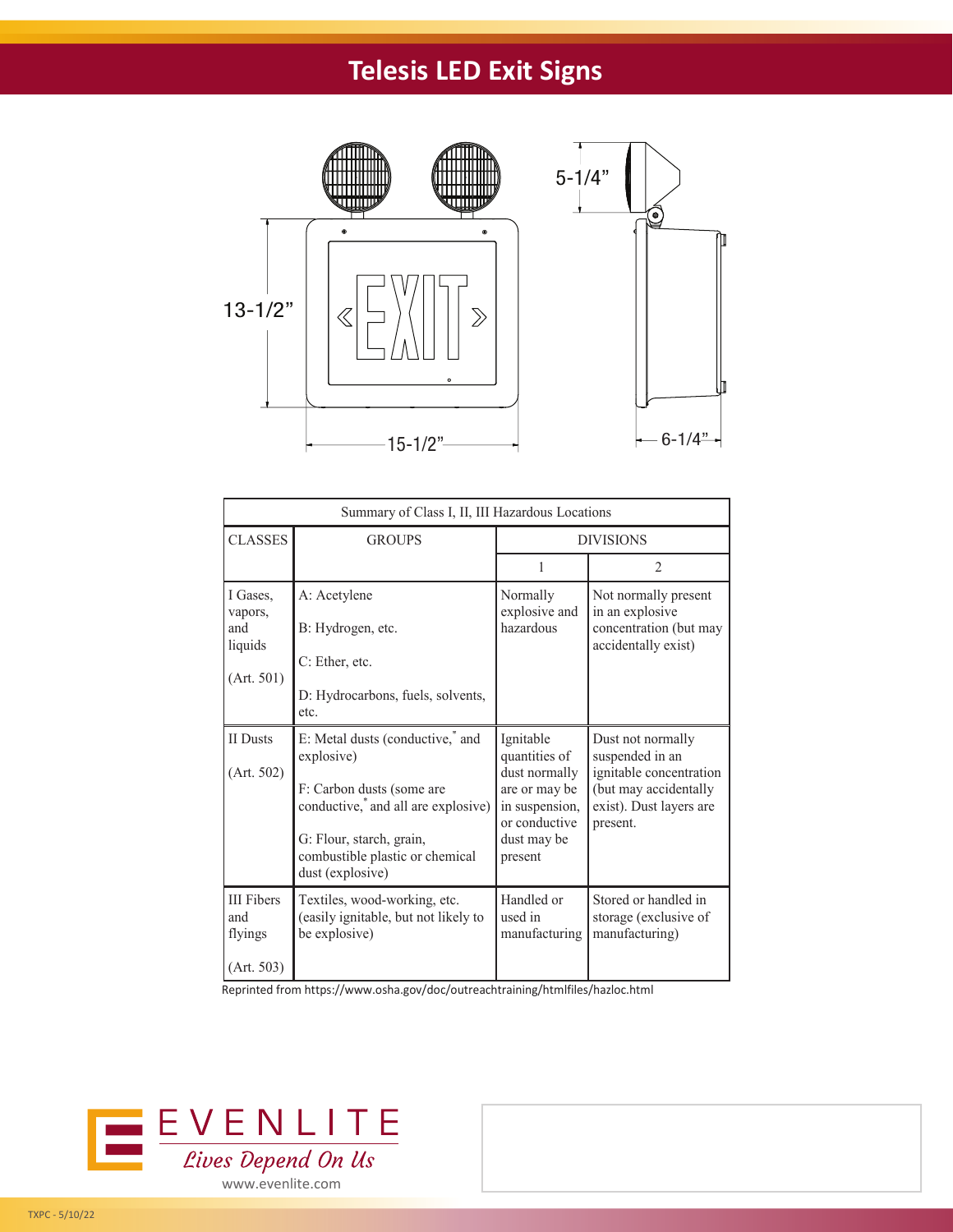# Telesis LED Exit Signs

5-1/4"

13-1/2"

15-1/2"

6-1/4"

| Summary of Class I, II, III Hazardous Locations | | | |
|---|---|---|---|
| CLASSES | GROUPS | DIVISIONS | |
| | | 1 | 2 |
| I Gases, vapors, and liquids (Art. 501) | A: Acetylene<br>B: Hydrogen, etc.<br>C: Ether, etc.<br>D: Hydrocarbons, fuels, solvents, etc. | Normally explosive and hazardous | Not normally present in an explosive concentration (but may accidentally exist) |
| II Dusts (Art. 502) | E: Metal dusts (conductive,* and explosive)<br>F: Carbon dusts (some are conductive,* and all are explosive)<br>G: Flour, starch, grain, combustible plastic or chemical dust (explosive) | Ignitable quantities of dust normally are or may be in suspension, or conductive dust may be present | Dust not normally suspended in an ignitable concentration (but may accidentally exist). Dust layers are present. |
| III Fibers and flyings (Art. 503) | Textiles, wood-working, etc. (easily ignitable, but not likely to be explosive) | Handled or used in manufacturing | Stored or handled in storage (exclusive of manufacturing) |

Reprinted from https://www.osha.gov/doc/outreachtraining/htmlfiles/hazloc.html

EVENLITE
*Lives Depend On Us*
www.evenlite.com

TXPC - 5/10/22